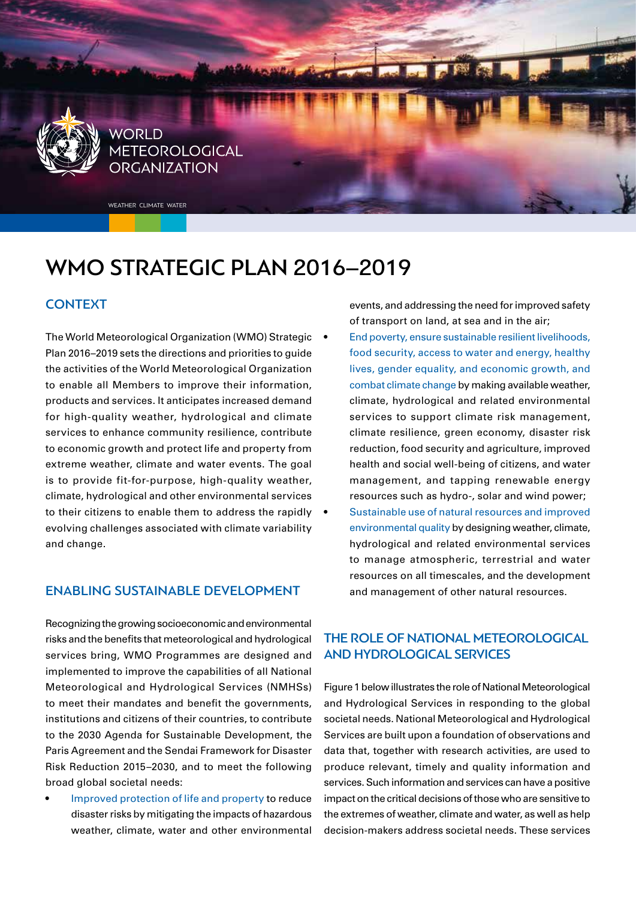WORLD METEOROLOGICAL ORGANIZATION

WEATHER CLIMATE WATER

# WMO STRATEGIC PLAN 2016–2019

## CONTEXT

The World Meteorological Organization (WMO) Strategic Plan 2016–2019 sets the directions and priorities to guide the activities of the World Meteorological Organization to enable all Members to improve their information, products and services. It anticipates increased demand for high-quality weather, hydrological and climate services to enhance community resilience, contribute to economic growth and protect life and property from extreme weather, climate and water events. The goal is to provide fit-for-purpose, high-quality weather, climate, hydrological and other environmental services to their citizens to enable them to address the rapidly evolving challenges associated with climate variability and change.

## ENABLING SUSTAINABLE DEVELOPMENT

Recognizing the growing socioeconomic and environmental risks and the benefits that meteorological and hydrological services bring, WMO Programmes are designed and implemented to improve the capabilities of all National Meteorological and Hydrological Services (NMHSs) to meet their mandates and benefit the governments, institutions and citizens of their countries, to contribute to the 2030 Agenda for Sustainable Development, the Paris Agreement and the Sendai Framework for Disaster Risk Reduction 2015–2030, and to meet the following broad global societal needs:

- Improved protection of life and property to reduce disaster risks by mitigating the impacts of hazardous weather, climate, water and other environmental events, and addressing the need for improved safety of transport on land, at sea and in the air;
- End poverty, ensure sustainable resilient livelihoods, food security, access to water and energy, healthy lives, gender equality, and economic growth, and combat climate change by making available weather, climate, hydrological and related environmental services to support climate risk management, climate resilience, green economy, disaster risk reduction, food security and agriculture, improved health and social well-being of citizens, and water management, and tapping renewable energy resources such as hydro-, solar and wind power;
- Sustainable use of natural resources and improved environmental quality by designing weather, climate, hydrological and related environmental services to manage atmospheric, terrestrial and water resources on all timescales, and the development and management of other natural resources.

## THE ROLE OF NATIONAL METEOROLOGICAL AND HYDROLOGICAL SERVICES

Figure 1 below illustrates the role of National Meteorological and Hydrological Services in responding to the global societal needs. National Meteorological and Hydrological Services are built upon a foundation of observations and data that, together with research activities, are used to produce relevant, timely and quality information and services. Such information and services can have a positive impact on the critical decisions of those who are sensitive to the extremes of weather, climate and water, as well as help decision-makers address societal needs. These services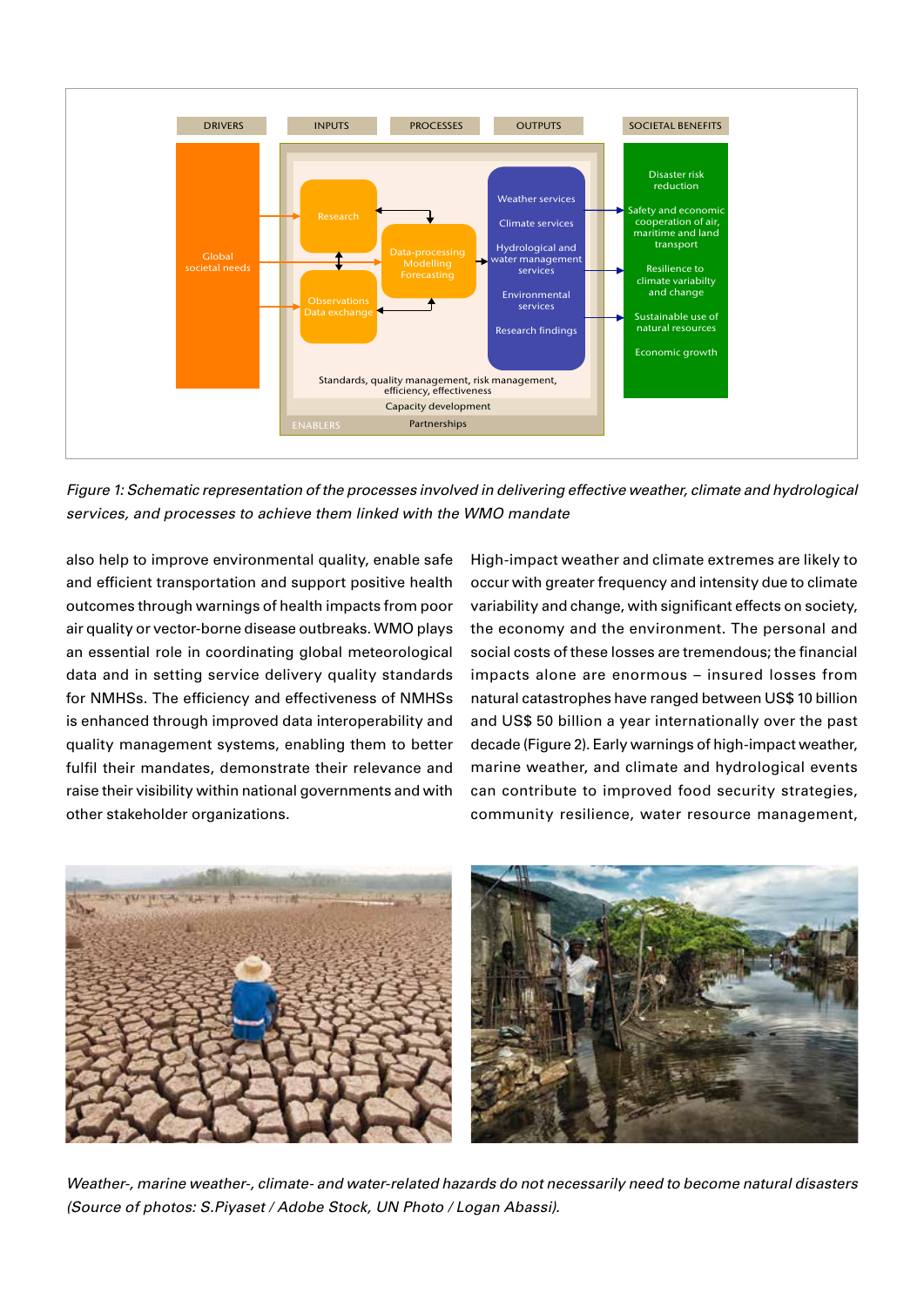*Figure 1: Schematic representation of the processes involved in delivering effective weather, climate and hydrological services, and processes to achieve them linked with the WMO mandate*

also help to improve environmental quality, enable safe and efficient transportation and support positive health outcomes through warnings of health impacts from poor air quality or vector-borne disease outbreaks. WMO plays an essential role in coordinating global meteorological data and in setting service delivery quality standards for NMHSs. The efficiency and effectiveness of NMHSs is enhanced through improved data interoperability and quality management systems, enabling them to better fulfil their mandates, demonstrate their relevance and raise their visibility within national governments and with other stakeholder organizations.

High-impact weather and climate extremes are likely to occur with greater frequency and intensity due to climate variability and change, with significant effects on society, the economy and the environment. The personal and social costs of these losses are tremendous; the financial impacts alone are enormous – insured losses from natural catastrophes have ranged between US$ 10 billion and US$ 50 billion a year internationally over the past decade (Figure 2). Early warnings of high-impact weather, marine weather, and climate and hydrological events can contribute to improved food security strategies, community resilience, water resource management,

*Weather-, marine weather-, climate- and water-related hazards do not necessarily need to become natural disasters (Source of photos: S.Piyaset / Adobe Stock, UN Photo / Logan Abassi).*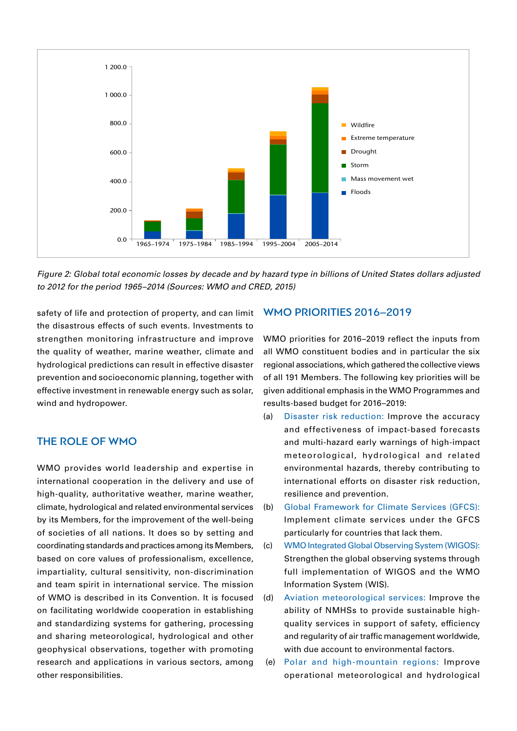*Figure 2: Global total economic losses by decade and by hazard type in billions of United States dollars adjusted to 2012 for the period 1965–2014 (Sources: WMO and CRED, 2015)*

safety of life and protection of property, and can limit the disastrous effects of such events. Investments to strengthen monitoring infrastructure and improve the quality of weather, marine weather, climate and hydrological predictions can result in effective disaster prevention and socioeconomic planning, together with effective investment in renewable energy such as solar, wind and hydropower.

## THE ROLE OF WMO

WMO provides world leadership and expertise in international cooperation in the delivery and use of high-quality, authoritative weather, marine weather, climate, hydrological and related environmental services by its Members, for the improvement of the well-being of societies of all nations. It does so by setting and coordinating standards and practices among its Members, based on core values of professionalism, excellence, impartiality, cultural sensitivity, non-discrimination and team spirit in international service. The mission of WMO is described in its Convention. It is focused on facilitating worldwide cooperation in establishing and standardizing systems for gathering, processing and sharing meteorological, hydrological and other geophysical observations, together with promoting research and applications in various sectors, among other responsibilities.

## WMO PRIORITIES 2016–2019

WMO priorities for 2016–2019 reflect the inputs from all WMO constituent bodies and in particular the six regional associations, which gathered the collective views of all 191 Members. The following key priorities will be given additional emphasis in the WMO Programmes and results-based budget for 2016–2019:

(a) Disaster risk reduction: Improve the accuracy and effectiveness of impact-based forecasts and multi-hazard early warnings of high-impact meteorological, hydrological and related environmental hazards, thereby contributing to international efforts on disaster risk reduction, resilience and prevention.

(b) Global Framework for Climate Services (GFCS): Implement climate services under the GFCS particularly for countries that lack them.

(c) WMO Integrated Global Observing System (WIGOS): Strengthen the global observing systems through full implementation of WIGOS and the WMO Information System (WIS).

(d) Aviation meteorological services: Improve the ability of NMHSs to provide sustainable high-quality services in support of safety, efficiency and regularity of air traffic management worldwide, with due account to environmental factors.

(e) Polar and high-mountain regions: Improve operational meteorological and hydrological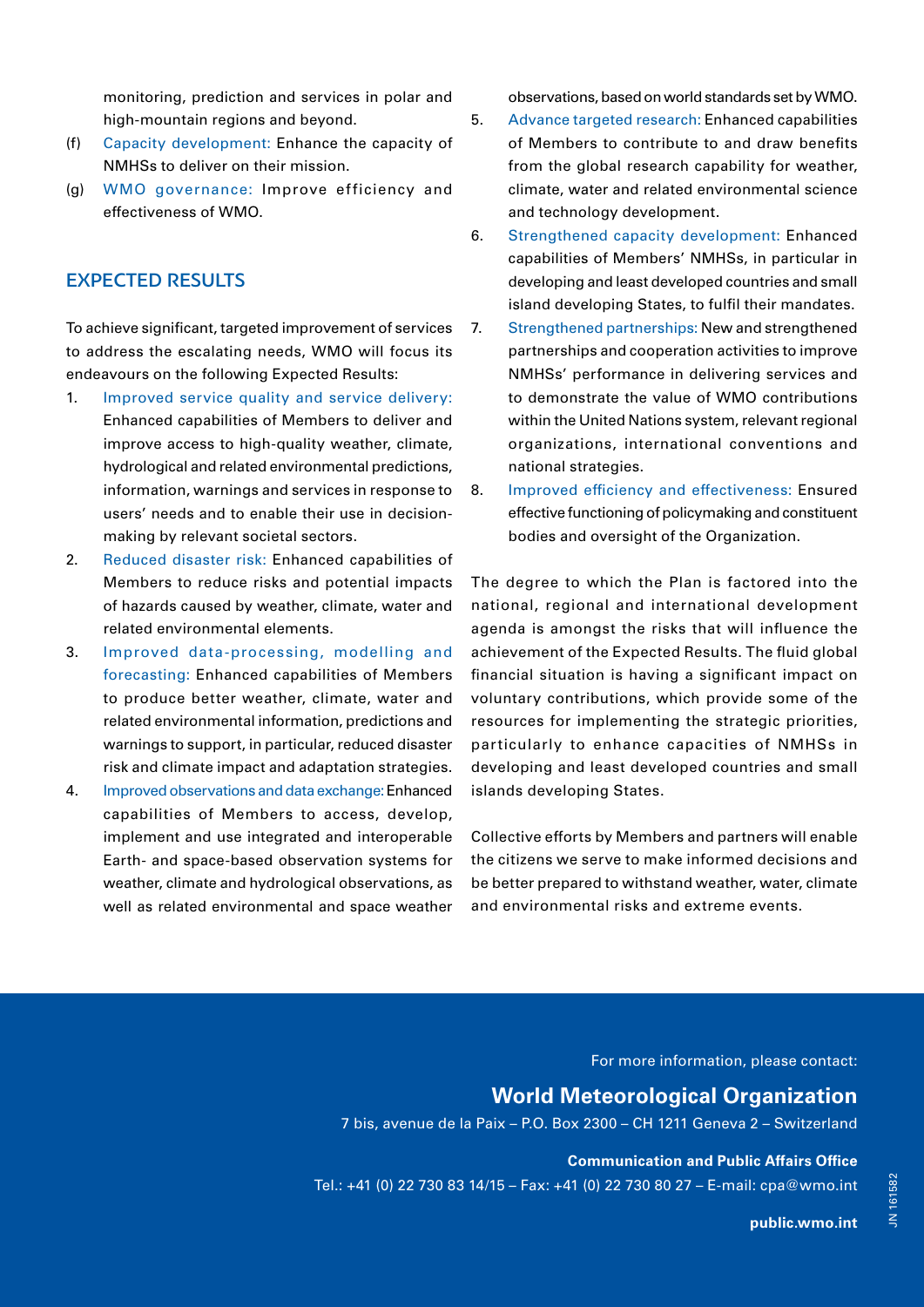monitoring, prediction and services in polar and high-mountain regions and beyond.

(f) Capacity development: Enhance the capacity of NMHSs to deliver on their mission.

(g) WMO governance: Improve efficiency and effectiveness of WMO.

## EXPECTED RESULTS

To achieve significant, targeted improvement of services to address the escalating needs, WMO will focus its endeavours on the following Expected Results:

1. Improved service quality and service delivery: Enhanced capabilities of Members to deliver and improve access to high-quality weather, climate, hydrological and related environmental predictions, information, warnings and services in response to users' needs and to enable their use in decision-making by relevant societal sectors.
2. Reduced disaster risk: Enhanced capabilities of Members to reduce risks and potential impacts of hazards caused by weather, climate, water and related environmental elements.
3. Improved data-processing, modelling and forecasting: Enhanced capabilities of Members to produce better weather, climate, water and related environmental information, predictions and warnings to support, in particular, reduced disaster risk and climate impact and adaptation strategies.
4. Improved observations and data exchange: Enhanced capabilities of Members to access, develop, implement and use integrated and interoperable Earth- and space-based observation systems for weather, climate and hydrological observations, as well as related environmental and space weather observations, based on world standards set by WMO.
5. Advance targeted research: Enhanced capabilities of Members to contribute to and draw benefits from the global research capability for weather, climate, water and related environmental science and technology development.
6. Strengthened capacity development: Enhanced capabilities of Members' NMHSs, in particular in developing and least developed countries and small island developing States, to fulfil their mandates.
7. Strengthened partnerships: New and strengthened partnerships and cooperation activities to improve NMHSs' performance in delivering services and to demonstrate the value of WMO contributions within the United Nations system, relevant regional organizations, international conventions and national strategies.
8. Improved efficiency and effectiveness: Ensured effective functioning of policymaking and constituent bodies and oversight of the Organization.

The degree to which the Plan is factored into the national, regional and international development agenda is amongst the risks that will influence the achievement of the Expected Results. The fluid global financial situation is having a significant impact on voluntary contributions, which provide some of the resources for implementing the strategic priorities, particularly to enhance capacities of NMHSs in developing and least developed countries and small islands developing States.

Collective efforts by Members and partners will enable the citizens we serve to make informed decisions and be better prepared to withstand weather, water, climate and environmental risks and extreme events.

For more information, please contact:

**World Meteorological Organization**

7 bis, avenue de la Paix – P.O. Box 2300 – CH 1211 Geneva 2 – Switzerland

**Communication and Public Affairs Office**

Tel.: +41 (0) 22 730 83 14/15 – Fax: +41 (0) 22 730 80 27 – E-mail: cpa@wmo.int

**public.wmo.int**

JN 161582